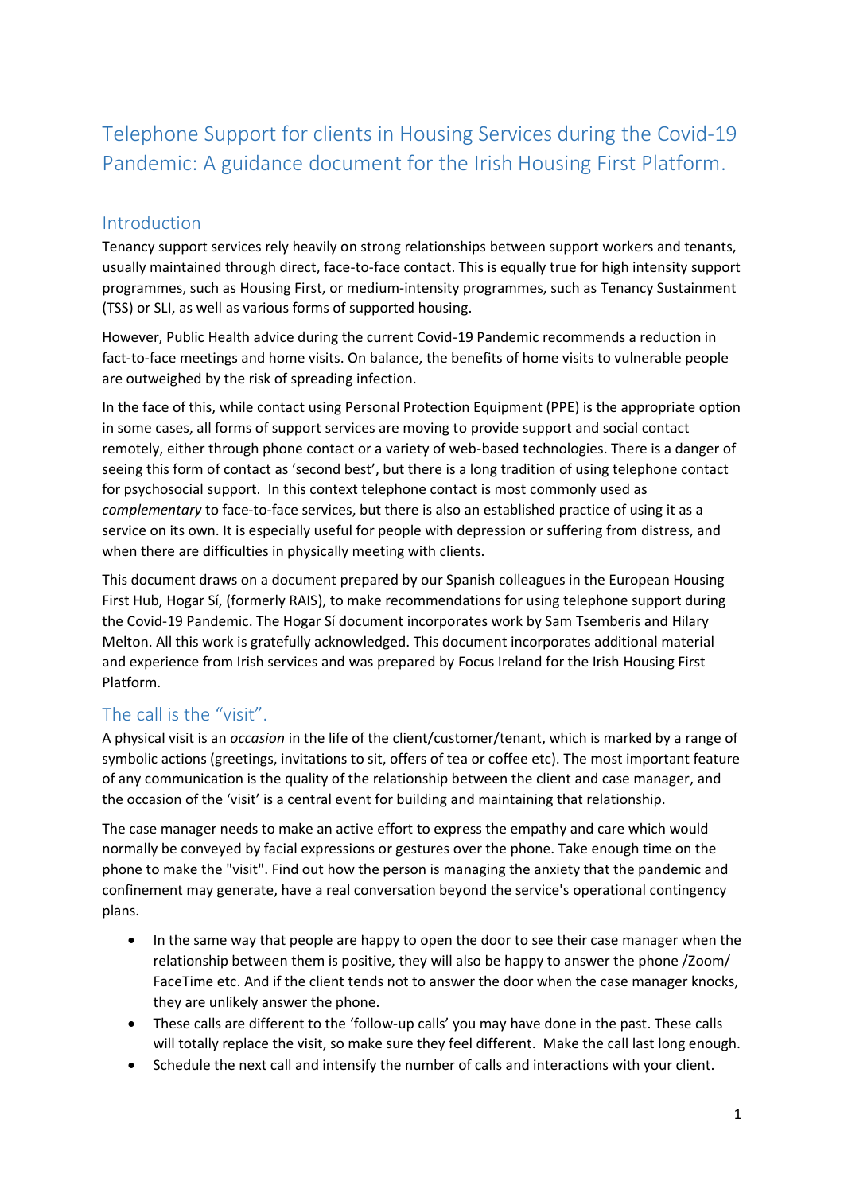# Telephone Support for clients in Housing Services during the Covid-19 Pandemic: A guidance document for the Irish Housing First Platform.

## Introduction

Tenancy support services rely heavily on strong relationships between support workers and tenants, usually maintained through direct, face-to-face contact. This is equally true for high intensity support programmes, such as Housing First, or medium-intensity programmes, such as Tenancy Sustainment (TSS) or SLI, as well as various forms of supported housing.

However, Public Health advice during the current Covid-19 Pandemic recommends a reduction in fact-to-face meetings and home visits. On balance, the benefits of home visits to vulnerable people are outweighed by the risk of spreading infection.

In the face of this, while contact using Personal Protection Equipment (PPE) is the appropriate option in some cases, all forms of support services are moving to provide support and social contact remotely, either through phone contact or a variety of web-based technologies. There is a danger of seeing this form of contact as 'second best', but there is a long tradition of using telephone contact for psychosocial support. In this context telephone contact is most commonly used as *complementary* to face-to-face services, but there is also an established practice of using it as a service on its own. It is especially useful for people with depression or suffering from distress, and when there are difficulties in physically meeting with clients.

This document draws on a document prepared by our Spanish colleagues in the European Housing First Hub, Hogar Sí, (formerly RAIS), to make recommendations for using telephone support during the Covid-19 Pandemic. The Hogar Sí document incorporates work by Sam Tsemberis and Hilary Melton. All this work is gratefully acknowledged. This document incorporates additional material and experience from Irish services and was prepared by Focus Ireland for the Irish Housing First Platform.

## The call is the "visit".

A physical visit is an *occasion* in the life of the client/customer/tenant, which is marked by a range of symbolic actions (greetings, invitations to sit, offers of tea or coffee etc). The most important feature of any communication is the quality of the relationship between the client and case manager, and the occasion of the 'visit' is a central event for building and maintaining that relationship.

The case manager needs to make an active effort to express the empathy and care which would normally be conveyed by facial expressions or gestures over the phone. Take enough time on the phone to make the "visit". Find out how the person is managing the anxiety that the pandemic and confinement may generate, have a real conversation beyond the service's operational contingency plans.

- In the same way that people are happy to open the door to see their case manager when the relationship between them is positive, they will also be happy to answer the phone /Zoom/ FaceTime etc. And if the client tends not to answer the door when the case manager knocks, they are unlikely answer the phone.
- These calls are different to the 'follow-up calls' you may have done in the past. These calls will totally replace the visit, so make sure they feel different. Make the call last long enough.
- Schedule the next call and intensify the number of calls and interactions with your client.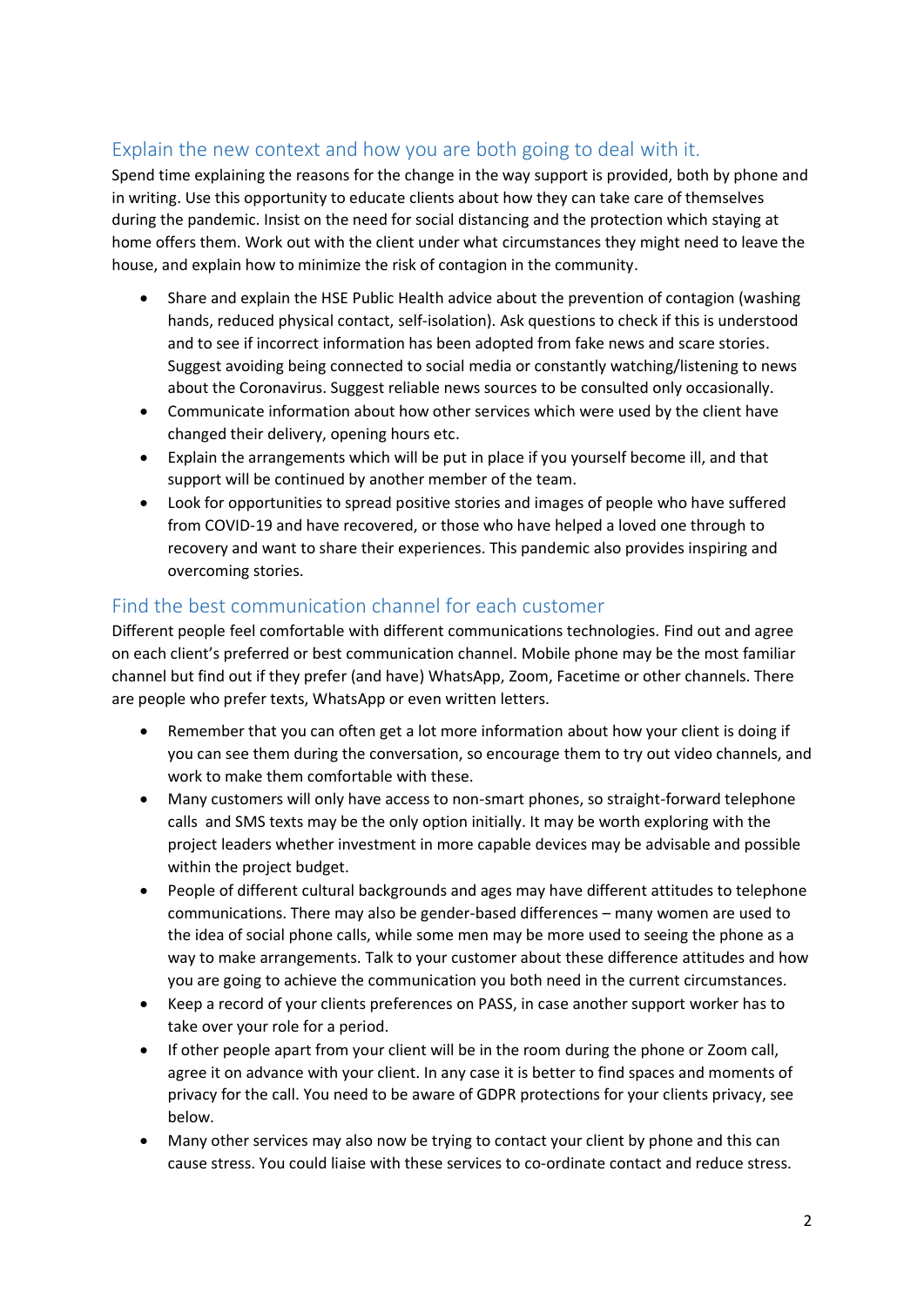## Explain the new context and how you are both going to deal with it.

Spend time explaining the reasons for the change in the way support is provided, both by phone and in writing. Use this opportunity to educate clients about how they can take care of themselves during the pandemic. Insist on the need for social distancing and the protection which staying at home offers them. Work out with the client under what circumstances they might need to leave the house, and explain how to minimize the risk of contagion in the community.

- Share and explain the HSE Public Health advice about the prevention of contagion (washing hands, reduced physical contact, self-isolation). Ask questions to check if this is understood and to see if incorrect information has been adopted from fake news and scare stories. Suggest avoiding being connected to social media or constantly watching/listening to news about the Coronavirus. Suggest reliable news sources to be consulted only occasionally.
- Communicate information about how other services which were used by the client have changed their delivery, opening hours etc.
- Explain the arrangements which will be put in place if you yourself become ill, and that support will be continued by another member of the team.
- Look for opportunities to spread positive stories and images of people who have suffered from COVID-19 and have recovered, or those who have helped a loved one through to recovery and want to share their experiences. This pandemic also provides inspiring and overcoming stories.

## Find the best communication channel for each customer

Different people feel comfortable with different communications technologies. Find out and agree on each client's preferred or best communication channel. Mobile phone may be the most familiar channel but find out if they prefer (and have) WhatsApp, Zoom, Facetime or other channels. There are people who prefer texts, WhatsApp or even written letters.

- Remember that you can often get a lot more information about how your client is doing if you can see them during the conversation, so encourage them to try out video channels, and work to make them comfortable with these.
- Many customers will only have access to non-smart phones, so straight-forward telephone calls and SMS texts may be the only option initially. It may be worth exploring with the project leaders whether investment in more capable devices may be advisable and possible within the project budget.
- People of different cultural backgrounds and ages may have different attitudes to telephone communications. There may also be gender-based differences – many women are used to the idea of social phone calls, while some men may be more used to seeing the phone as a way to make arrangements. Talk to your customer about these difference attitudes and how you are going to achieve the communication you both need in the current circumstances.
- Keep a record of your clients preferences on PASS, in case another support worker has to take over your role for a period.
- If other people apart from your client will be in the room during the phone or Zoom call, agree it on advance with your client. In any case it is better to find spaces and moments of privacy for the call. You need to be aware of GDPR protections for your clients privacy, see below.
- Many other services may also now be trying to contact your client by phone and this can cause stress. You could liaise with these services to co-ordinate contact and reduce stress.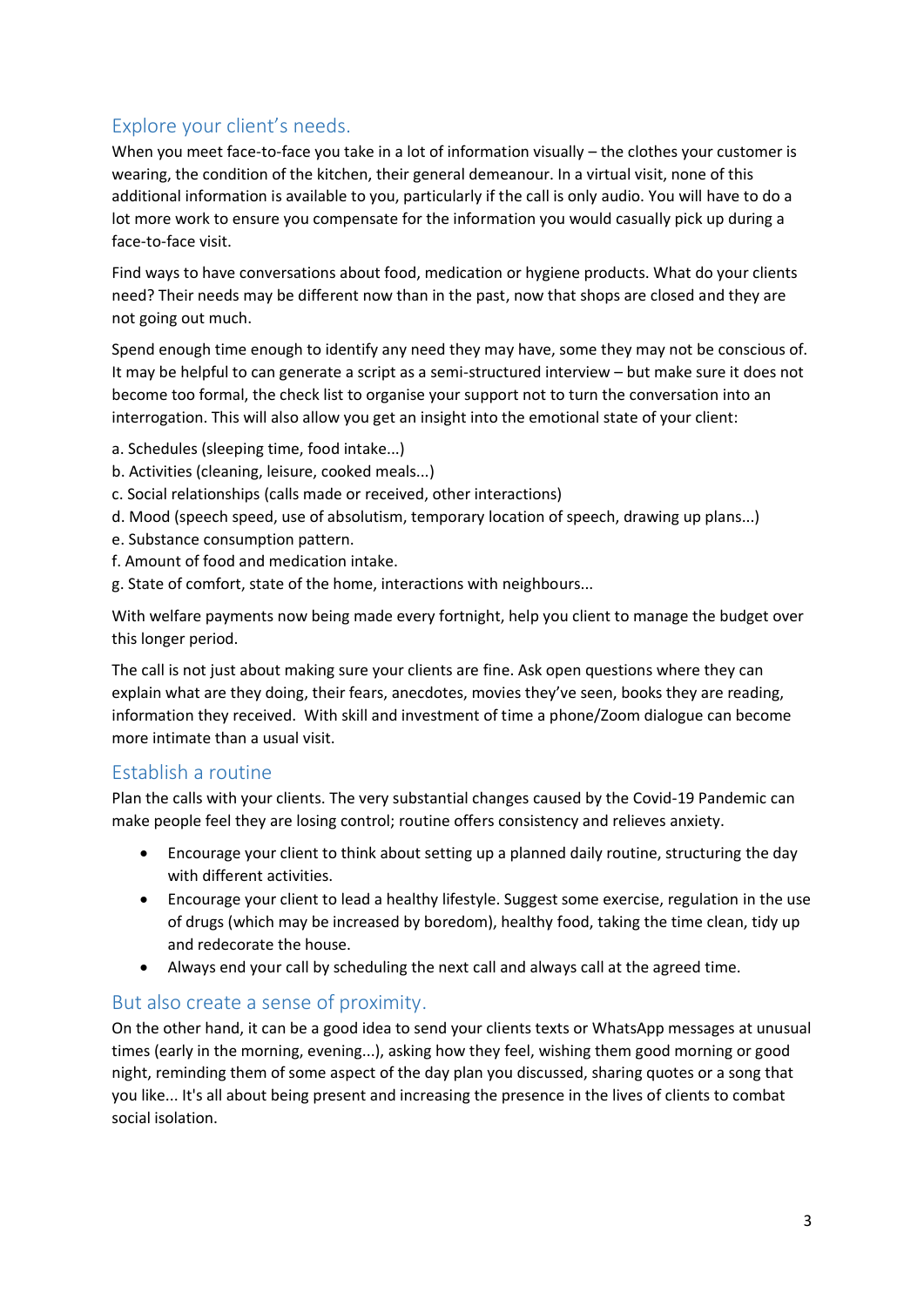## Explore your client's needs.

When you meet face-to-face you take in a lot of information visually – the clothes your customer is wearing, the condition of the kitchen, their general demeanour. In a virtual visit, none of this additional information is available to you, particularly if the call is only audio. You will have to do a lot more work to ensure you compensate for the information you would casually pick up during a face-to-face visit.

Find ways to have conversations about food, medication or hygiene products. What do your clients need? Their needs may be different now than in the past, now that shops are closed and they are not going out much.

Spend enough time enough to identify any need they may have, some they may not be conscious of. It may be helpful to can generate a script as a semi-structured interview – but make sure it does not become too formal, the check list to organise your support not to turn the conversation into an interrogation. This will also allow you get an insight into the emotional state of your client:

a. Schedules (sleeping time, food intake...)
b. Activities (cleaning, leisure, cooked meals...)
c. Social relationships (calls made or received, other interactions)
d. Mood (speech speed, use of absolutism, temporary location of speech, drawing up plans...)
e. Substance consumption pattern.
f. Amount of food and medication intake.
g. State of comfort, state of the home, interactions with neighbours...

With welfare payments now being made every fortnight, help you client to manage the budget over this longer period.

The call is not just about making sure your clients are fine. Ask open questions where they can explain what are they doing, their fears, anecdotes, movies they've seen, books they are reading, information they received. With skill and investment of time a phone/Zoom dialogue can become more intimate than a usual visit.

## Establish a routine

Plan the calls with your clients. The very substantial changes caused by the Covid-19 Pandemic can make people feel they are losing control; routine offers consistency and relieves anxiety.

- Encourage your client to think about setting up a planned daily routine, structuring the day with different activities.
- Encourage your client to lead a healthy lifestyle. Suggest some exercise, regulation in the use of drugs (which may be increased by boredom), healthy food, taking the time clean, tidy up and redecorate the house.
- Always end your call by scheduling the next call and always call at the agreed time.

## But also create a sense of proximity.

On the other hand, it can be a good idea to send your clients texts or WhatsApp messages at unusual times (early in the morning, evening...), asking how they feel, wishing them good morning or good night, reminding them of some aspect of the day plan you discussed, sharing quotes or a song that you like... It's all about being present and increasing the presence in the lives of clients to combat social isolation.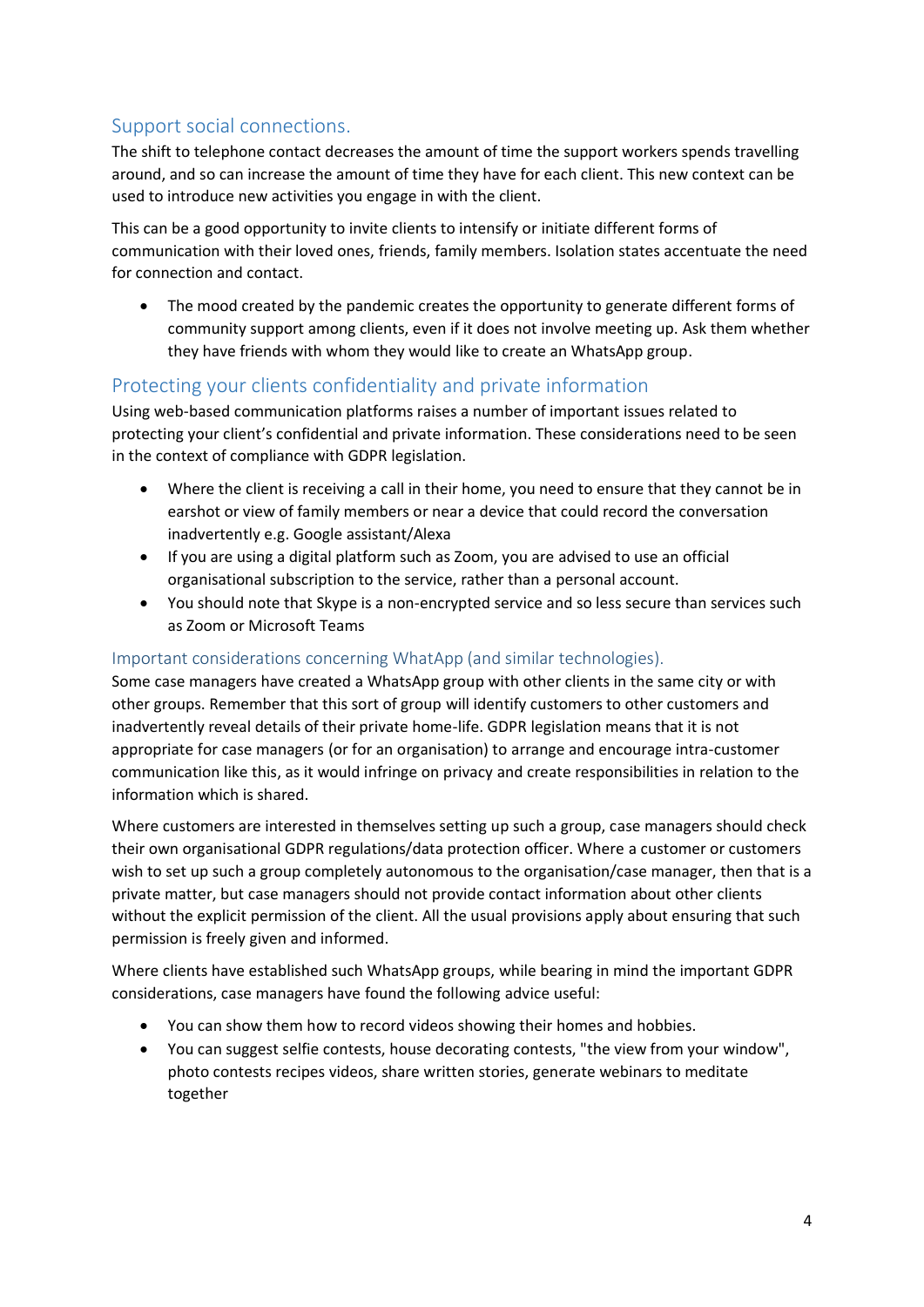## Support social connections.

The shift to telephone contact decreases the amount of time the support workers spends travelling around, and so can increase the amount of time they have for each client. This new context can be used to introduce new activities you engage in with the client.

This can be a good opportunity to invite clients to intensify or initiate different forms of communication with their loved ones, friends, family members. Isolation states accentuate the need for connection and contact.

- The mood created by the pandemic creates the opportunity to generate different forms of community support among clients, even if it does not involve meeting up. Ask them whether they have friends with whom they would like to create an WhatsApp group.

## Protecting your clients confidentiality and private information

Using web-based communication platforms raises a number of important issues related to protecting your client's confidential and private information. These considerations need to be seen in the context of compliance with GDPR legislation.

- Where the client is receiving a call in their home, you need to ensure that they cannot be in earshot or view of family members or near a device that could record the conversation inadvertently e.g. Google assistant/Alexa
- If you are using a digital platform such as Zoom, you are advised to use an official organisational subscription to the service, rather than a personal account.
- You should note that Skype is a non-encrypted service and so less secure than services such as Zoom or Microsoft Teams

### Important considerations concerning WhatApp (and similar technologies).

Some case managers have created a WhatsApp group with other clients in the same city or with other groups. Remember that this sort of group will identify customers to other customers and inadvertently reveal details of their private home-life. GDPR legislation means that it is not appropriate for case managers (or for an organisation) to arrange and encourage intra-customer communication like this, as it would infringe on privacy and create responsibilities in relation to the information which is shared.

Where customers are interested in themselves setting up such a group, case managers should check their own organisational GDPR regulations/data protection officer. Where a customer or customers wish to set up such a group completely autonomous to the organisation/case manager, then that is a private matter, but case managers should not provide contact information about other clients without the explicit permission of the client. All the usual provisions apply about ensuring that such permission is freely given and informed.

Where clients have established such WhatsApp groups, while bearing in mind the important GDPR considerations, case managers have found the following advice useful:

- You can show them how to record videos showing their homes and hobbies.
- You can suggest selfie contests, house decorating contests, "the view from your window", photo contests recipes videos, share written stories, generate webinars to meditate together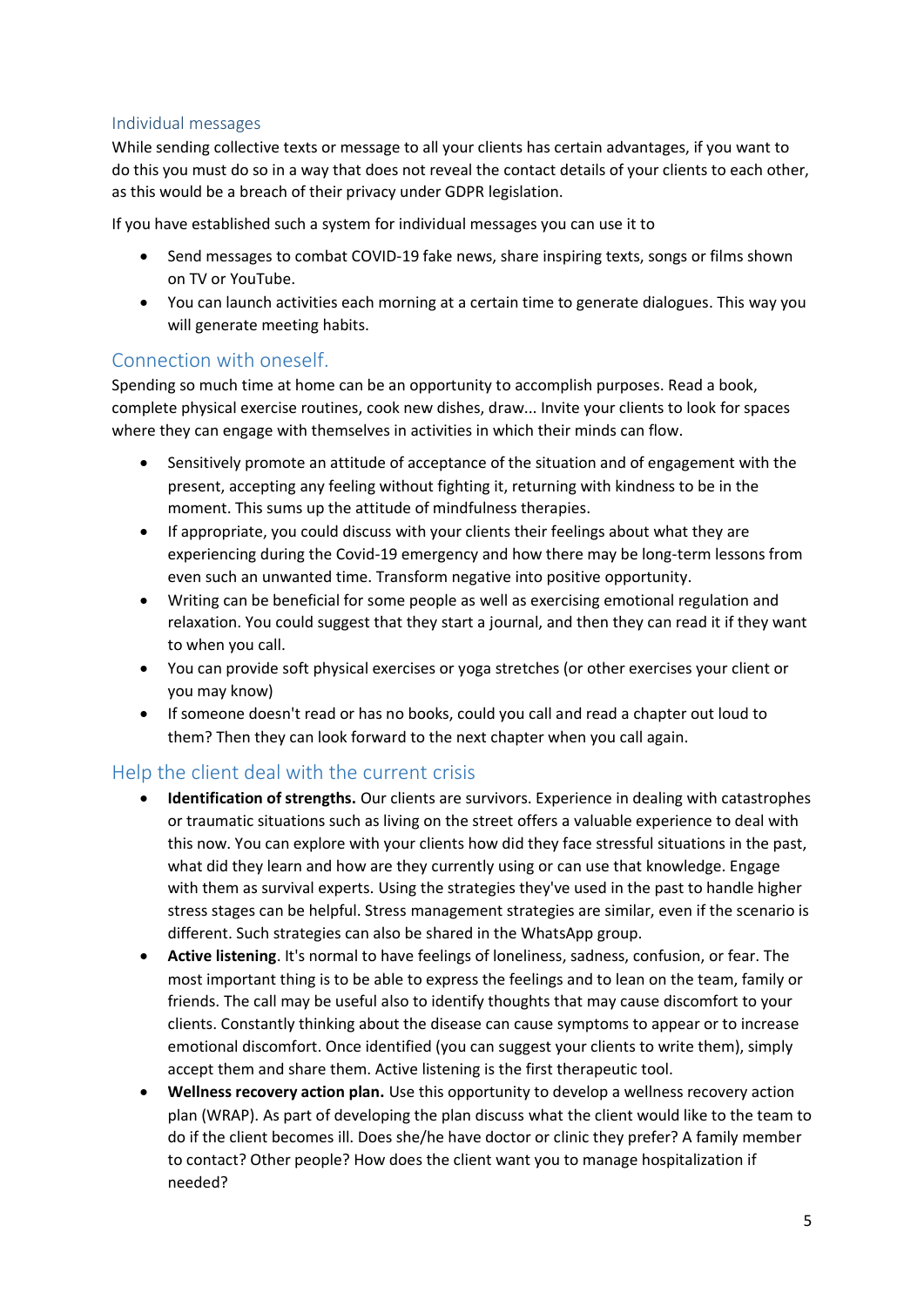### Individual messages

While sending collective texts or message to all your clients has certain advantages, if you want to do this you must do so in a way that does not reveal the contact details of your clients to each other, as this would be a breach of their privacy under GDPR legislation.

If you have established such a system for individual messages you can use it to

- Send messages to combat COVID-19 fake news, share inspiring texts, songs or films shown on TV or YouTube.
- You can launch activities each morning at a certain time to generate dialogues. This way you will generate meeting habits.

## Connection with oneself.

Spending so much time at home can be an opportunity to accomplish purposes. Read a book, complete physical exercise routines, cook new dishes, draw... Invite your clients to look for spaces where they can engage with themselves in activities in which their minds can flow.

- Sensitively promote an attitude of acceptance of the situation and of engagement with the present, accepting any feeling without fighting it, returning with kindness to be in the moment. This sums up the attitude of mindfulness therapies.
- If appropriate, you could discuss with your clients their feelings about what they are experiencing during the Covid-19 emergency and how there may be long-term lessons from even such an unwanted time. Transform negative into positive opportunity.
- Writing can be beneficial for some people as well as exercising emotional regulation and relaxation. You could suggest that they start a journal, and then they can read it if they want to when you call.
- You can provide soft physical exercises or yoga stretches (or other exercises your client or you may know)
- If someone doesn't read or has no books, could you call and read a chapter out loud to them? Then they can look forward to the next chapter when you call again.

## Help the client deal with the current crisis

- **Identification of strengths.** Our clients are survivors. Experience in dealing with catastrophes or traumatic situations such as living on the street offers a valuable experience to deal with this now. You can explore with your clients how did they face stressful situations in the past, what did they learn and how are they currently using or can use that knowledge. Engage with them as survival experts. Using the strategies they've used in the past to handle higher stress stages can be helpful. Stress management strategies are similar, even if the scenario is different. Such strategies can also be shared in the WhatsApp group.
- **Active listening**. It's normal to have feelings of loneliness, sadness, confusion, or fear. The most important thing is to be able to express the feelings and to lean on the team, family or friends. The call may be useful also to identify thoughts that may cause discomfort to your clients. Constantly thinking about the disease can cause symptoms to appear or to increase emotional discomfort. Once identified (you can suggest your clients to write them), simply accept them and share them. Active listening is the first therapeutic tool.
- **Wellness recovery action plan.** Use this opportunity to develop a wellness recovery action plan (WRAP). As part of developing the plan discuss what the client would like to the team to do if the client becomes ill. Does she/he have doctor or clinic they prefer? A family member to contact? Other people? How does the client want you to manage hospitalization if needed?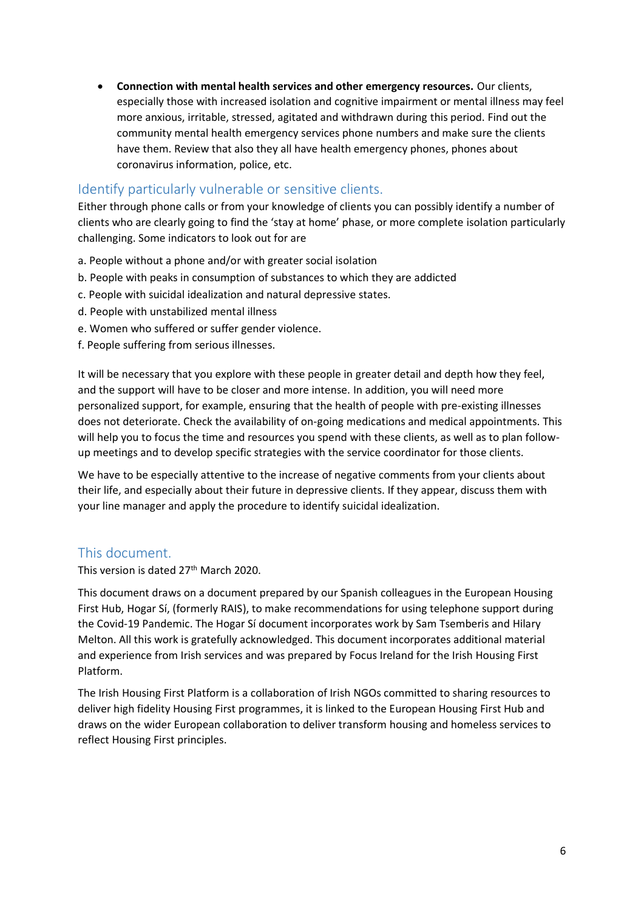- **Connection with mental health services and other emergency resources.** Our clients, especially those with increased isolation and cognitive impairment or mental illness may feel more anxious, irritable, stressed, agitated and withdrawn during this period. Find out the community mental health emergency services phone numbers and make sure the clients have them. Review that also they all have health emergency phones, phones about coronavirus information, police, etc.

## Identify particularly vulnerable or sensitive clients.

Either through phone calls or from your knowledge of clients you can possibly identify a number of clients who are clearly going to find the 'stay at home' phase, or more complete isolation particularly challenging. Some indicators to look out for are

a. People without a phone and/or with greater social isolation
b. People with peaks in consumption of substances to which they are addicted
c. People with suicidal idealization and natural depressive states.
d. People with unstabilized mental illness
e. Women who suffered or suffer gender violence.
f. People suffering from serious illnesses.

It will be necessary that you explore with these people in greater detail and depth how they feel, and the support will have to be closer and more intense. In addition, you will need more personalized support, for example, ensuring that the health of people with pre-existing illnesses does not deteriorate. Check the availability of on-going medications and medical appointments. This will help you to focus the time and resources you spend with these clients, as well as to plan follow-up meetings and to develop specific strategies with the service coordinator for those clients.

We have to be especially attentive to the increase of negative comments from your clients about their life, and especially about their future in depressive clients. If they appear, discuss them with your line manager and apply the procedure to identify suicidal idealization.

## This document.

This version is dated 27th March 2020.

This document draws on a document prepared by our Spanish colleagues in the European Housing First Hub, Hogar Sí, (formerly RAIS), to make recommendations for using telephone support during the Covid-19 Pandemic. The Hogar Sí document incorporates work by Sam Tsemberis and Hilary Melton. All this work is gratefully acknowledged. This document incorporates additional material and experience from Irish services and was prepared by Focus Ireland for the Irish Housing First Platform.

The Irish Housing First Platform is a collaboration of Irish NGOs committed to sharing resources to deliver high fidelity Housing First programmes, it is linked to the European Housing First Hub and draws on the wider European collaboration to deliver transform housing and homeless services to reflect Housing First principles.